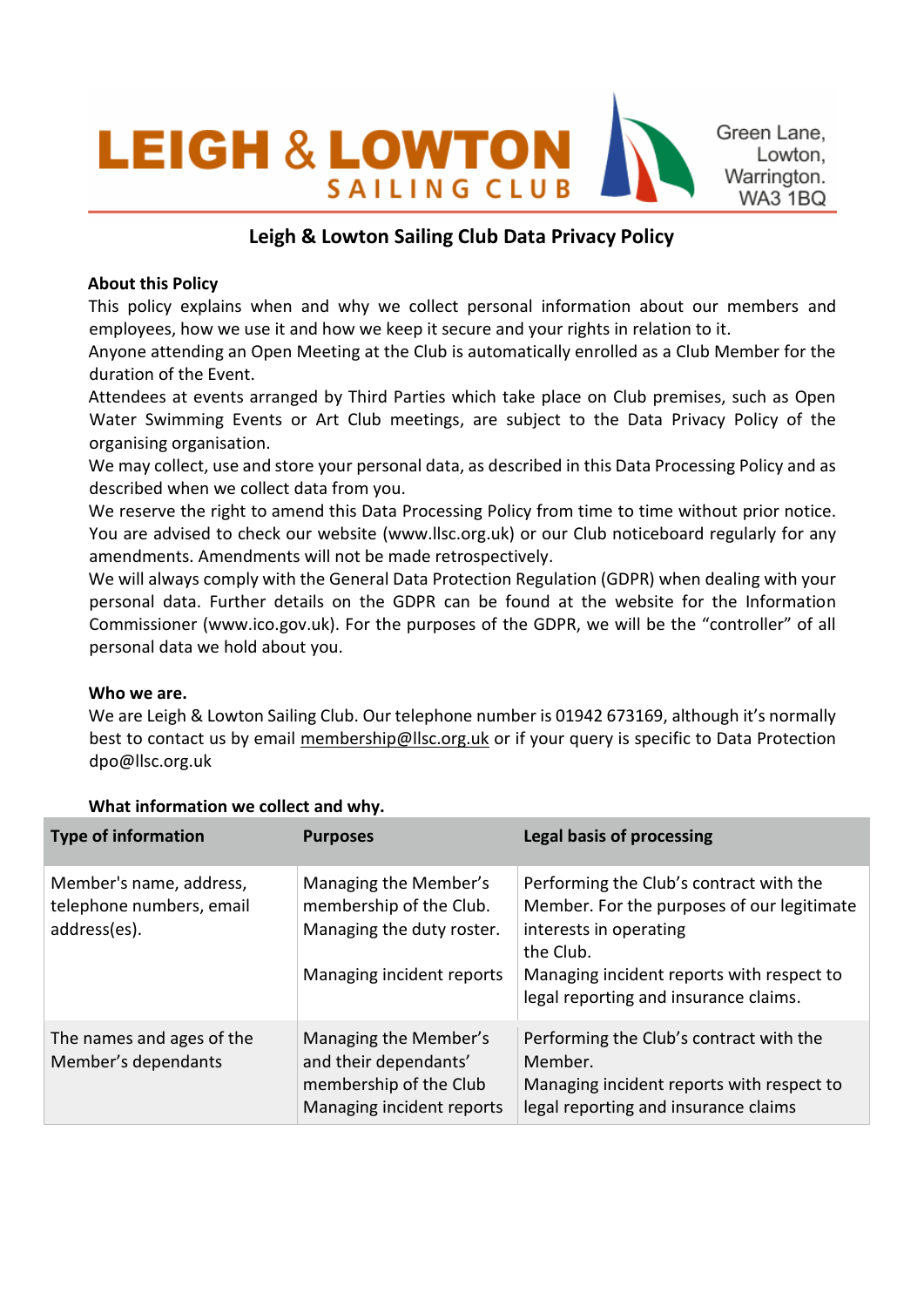# LEIGH & LOWTON SAILING CLUB

Green Lane,
Lowton,
Warrington.
WA3 1BQ

## Leigh & Lowton Sailing Club Data Privacy Policy

**About this Policy**

This policy explains when and why we collect personal information about our members and employees, how we use it and how we keep it secure and your rights in relation to it.

Anyone attending an Open Meeting at the Club is automatically enrolled as a Club Member for the duration of the Event.

Attendees at events arranged by Third Parties which take place on Club premises, such as Open Water Swimming Events or Art Club meetings, are subject to the Data Privacy Policy of the organising organisation.

We may collect, use and store your personal data, as described in this Data Processing Policy and as described when we collect data from you.

We reserve the right to amend this Data Processing Policy from time to time without prior notice. You are advised to check our website (www.llsc.org.uk) or our Club noticeboard regularly for any amendments. Amendments will not be made retrospectively.

We will always comply with the General Data Protection Regulation (GDPR) when dealing with your personal data. Further details on the GDPR can be found at the website for the Information Commissioner (www.ico.gov.uk). For the purposes of the GDPR, we will be the "controller" of all personal data we hold about you.

**Who we are.**

We are Leigh & Lowton Sailing Club. Our telephone number is 01942 673169, although it's normally best to contact us by email membership@llsc.org.uk or if your query is specific to Data Protection dpo@llsc.org.uk

**What information we collect and why.**

| Type of information | Purposes | Legal basis of processing |
|---|---|---|
| Member's name, address, telephone numbers, email address(es). | Managing the Member's membership of the Club. Managing the duty roster. Managing incident reports | Performing the Club's contract with the Member. For the purposes of our legitimate interests in operating the Club. Managing incident reports with respect to legal reporting and insurance claims. |
| The names and ages of the Member's dependants | Managing the Member's and their dependants' membership of the Club Managing incident reports | Performing the Club's contract with the Member. Managing incident reports with respect to legal reporting and insurance claims |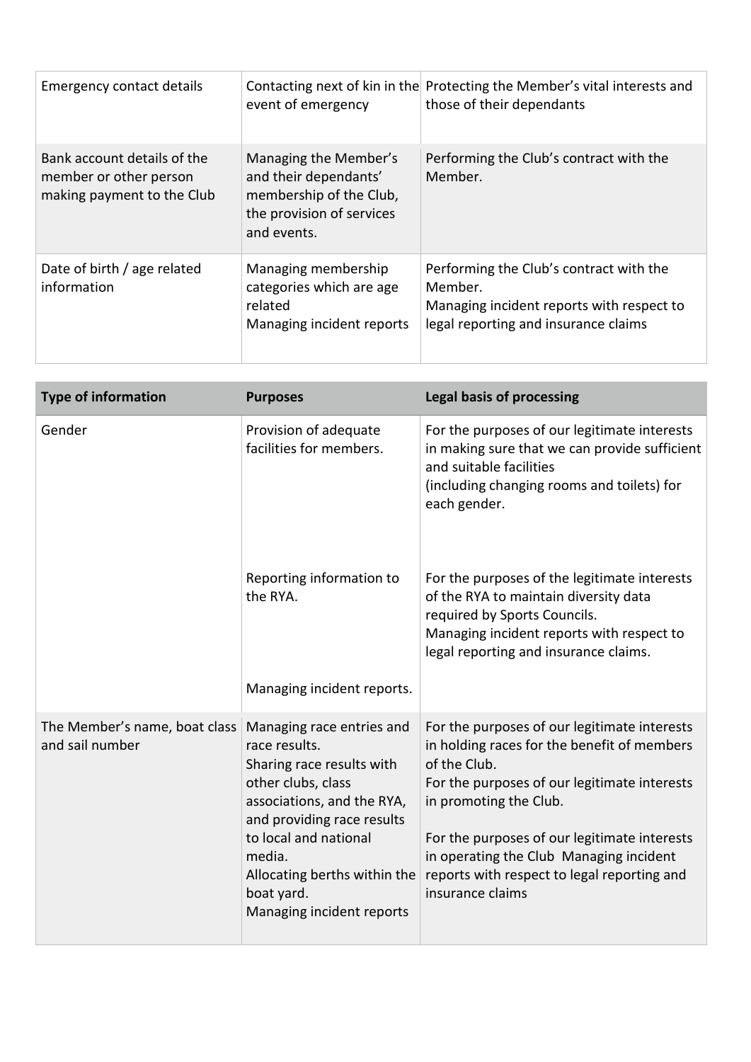| | | |
|---|---|---|
| Emergency contact details | Contacting next of kin in the event of emergency | Protecting the Member's vital interests and those of their dependants |
| Bank account details of the member or other person making payment to the Club | Managing the Member's and their dependants' membership of the Club, the provision of services and events. | Performing the Club's contract with the Member. |
| Date of birth / age related information | Managing membership categories which are age related<br>Managing incident reports | Performing the Club's contract with the Member.<br>Managing incident reports with respect to legal reporting and insurance claims |

| **Type of information** | **Purposes** | **Legal basis of processing** |
|---|---|---|
| Gender | Provision of adequate facilities for members. | For the purposes of our legitimate interests in making sure that we can provide sufficient and suitable facilities (including changing rooms and toilets) for each gender. |
| | Reporting information to the RYA.<br><br>Managing incident reports. | For the purposes of the legitimate interests of the RYA to maintain diversity data required by Sports Councils.<br>Managing incident reports with respect to legal reporting and insurance claims. |
| The Member's name, boat class and sail number | Managing race entries and race results.<br>Sharing race results with other clubs, class associations, and the RYA, and providing race results to local and national media.<br>Allocating berths within the boat yard.<br>Managing incident reports | For the purposes of our legitimate interests in holding races for the benefit of members of the Club.<br>For the purposes of our legitimate interests in promoting the Club.<br><br>For the purposes of our legitimate interests in operating the Club Managing incident reports with respect to legal reporting and insurance claims |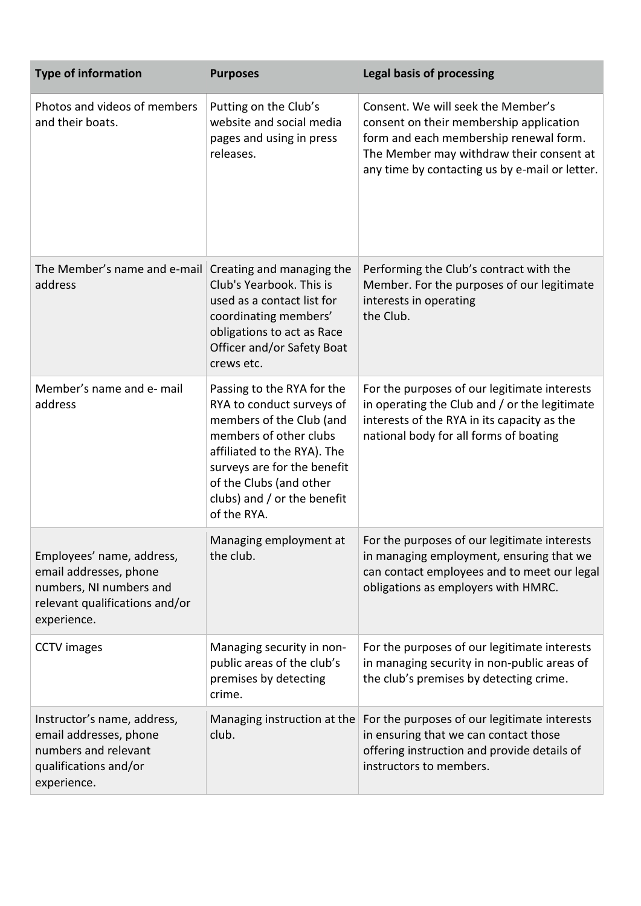| Type of information | Purposes | Legal basis of processing |
| --- | --- | --- |
| Photos and videos of members and their boats. | Putting on the Club's website and social media pages and using in press releases. | Consent. We will seek the Member's consent on their membership application form and each membership renewal form. The Member may withdraw their consent at any time by contacting us by e-mail or letter. |
| The Member's name and e-mail address | Creating and managing the Club's Yearbook. This is used as a contact list for coordinating members' obligations to act as Race Officer and/or Safety Boat crews etc. | Performing the Club's contract with the Member. For the purposes of our legitimate interests in operating the Club. |
| Member's name and e- mail address | Passing to the RYA for the RYA to conduct surveys of members of the Club (and members of other clubs affiliated to the RYA). The surveys are for the benefit of the Clubs (and other clubs) and / or the benefit of the RYA. | For the purposes of our legitimate interests in operating the Club and / or the legitimate interests of the RYA in its capacity as the national body for all forms of boating |
| Employees' name, address, email addresses, phone numbers, NI numbers and relevant qualifications and/or experience. | Managing employment at the club. | For the purposes of our legitimate interests in managing employment, ensuring that we can contact employees and to meet our legal obligations as employers with HMRC. |
| CCTV images | Managing security in non-public areas of the club's premises by detecting crime. | For the purposes of our legitimate interests in managing security in non-public areas of the club's premises by detecting crime. |
| Instructor's name, address, email addresses, phone numbers and relevant qualifications and/or experience. | Managing instruction at the club. | For the purposes of our legitimate interests in ensuring that we can contact those offering instruction and provide details of instructors to members. |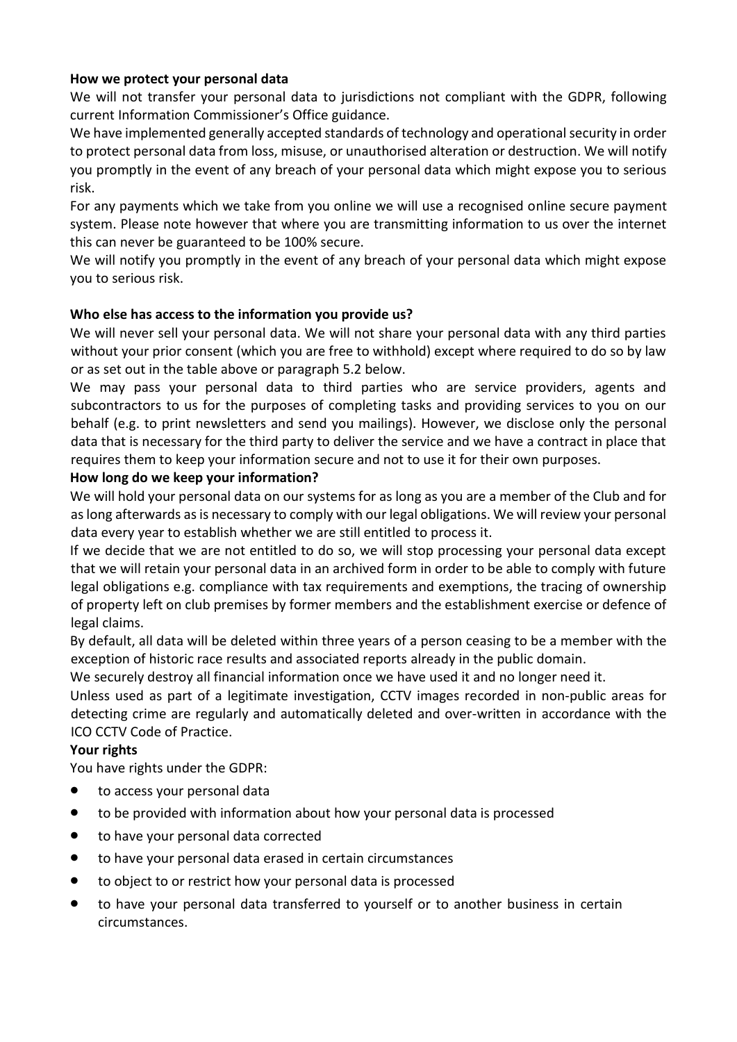**How we protect your personal data**

We will not transfer your personal data to jurisdictions not compliant with the GDPR, following current Information Commissioner's Office guidance.

We have implemented generally accepted standards of technology and operational security in order to protect personal data from loss, misuse, or unauthorised alteration or destruction. We will notify you promptly in the event of any breach of your personal data which might expose you to serious risk.

For any payments which we take from you online we will use a recognised online secure payment system. Please note however that where you are transmitting information to us over the internet this can never be guaranteed to be 100% secure.

We will notify you promptly in the event of any breach of your personal data which might expose you to serious risk.

**Who else has access to the information you provide us?**

We will never sell your personal data. We will not share your personal data with any third parties without your prior consent (which you are free to withhold) except where required to do so by law or as set out in the table above or paragraph 5.2 below.

We may pass your personal data to third parties who are service providers, agents and subcontractors to us for the purposes of completing tasks and providing services to you on our behalf (e.g. to print newsletters and send you mailings). However, we disclose only the personal data that is necessary for the third party to deliver the service and we have a contract in place that requires them to keep your information secure and not to use it for their own purposes.

**How long do we keep your information?**

We will hold your personal data on our systems for as long as you are a member of the Club and for as long afterwards as is necessary to comply with our legal obligations. We will review your personal data every year to establish whether we are still entitled to process it.

If we decide that we are not entitled to do so, we will stop processing your personal data except that we will retain your personal data in an archived form in order to be able to comply with future legal obligations e.g. compliance with tax requirements and exemptions, the tracing of ownership of property left on club premises by former members and the establishment exercise or defence of legal claims.

By default, all data will be deleted within three years of a person ceasing to be a member with the exception of historic race results and associated reports already in the public domain.

We securely destroy all financial information once we have used it and no longer need it.

Unless used as part of a legitimate investigation, CCTV images recorded in non-public areas for detecting crime are regularly and automatically deleted and over-written in accordance with the ICO CCTV Code of Practice.

**Your rights**

You have rights under the GDPR:

- to access your personal data
- to be provided with information about how your personal data is processed
- to have your personal data corrected
- to have your personal data erased in certain circumstances
- to object to or restrict how your personal data is processed
- to have your personal data transferred to yourself or to another business in certain circumstances.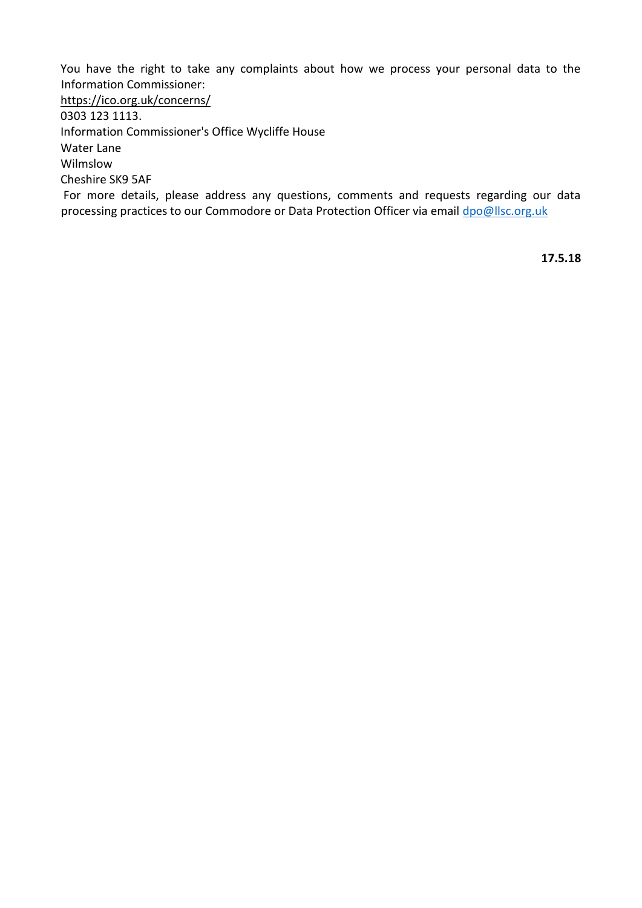You have the right to take any complaints about how we process your personal data to the Information Commissioner:
https://ico.org.uk/concerns/
0303 123 1113.
Information Commissioner's Office Wycliffe House
Water Lane
Wilmslow
Cheshire SK9 5AF
For more details, please address any questions, comments and requests regarding our data processing practices to our Commodore or Data Protection Officer via email dpo@llsc.org.uk

**17.5.18**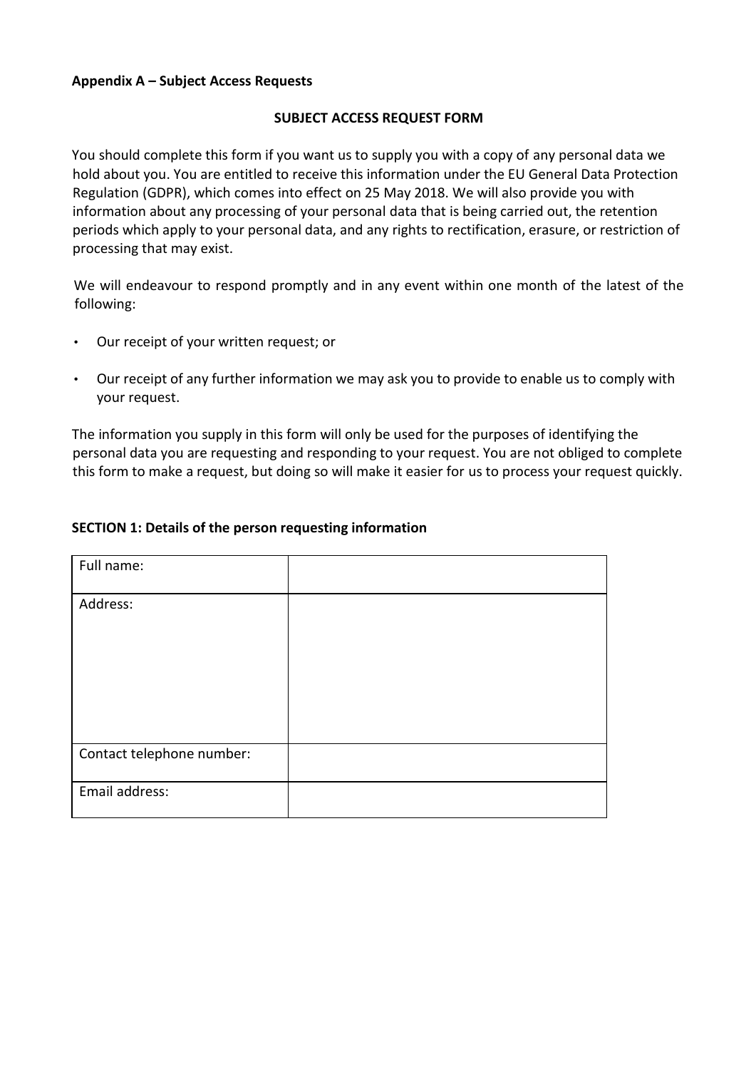**Appendix A – Subject Access Requests**

**SUBJECT ACCESS REQUEST FORM**

You should complete this form if you want us to supply you with a copy of any personal data we hold about you. You are entitled to receive this information under the EU General Data Protection Regulation (GDPR), which comes into effect on 25 May 2018. We will also provide you with information about any processing of your personal data that is being carried out, the retention periods which apply to your personal data, and any rights to rectification, erasure, or restriction of processing that may exist.

We will endeavour to respond promptly and in any event within one month of the latest of the following:

- Our receipt of your written request; or
- Our receipt of any further information we may ask you to provide to enable us to comply with your request.

The information you supply in this form will only be used for the purposes of identifying the personal data you are requesting and responding to your request. You are not obliged to complete this form to make a request, but doing so will make it easier for us to process your request quickly.

**SECTION 1: Details of the person requesting information**

| | |
|---|---|
| Full name: | |
| Address: | |
| Contact telephone number: | |
| Email address: | |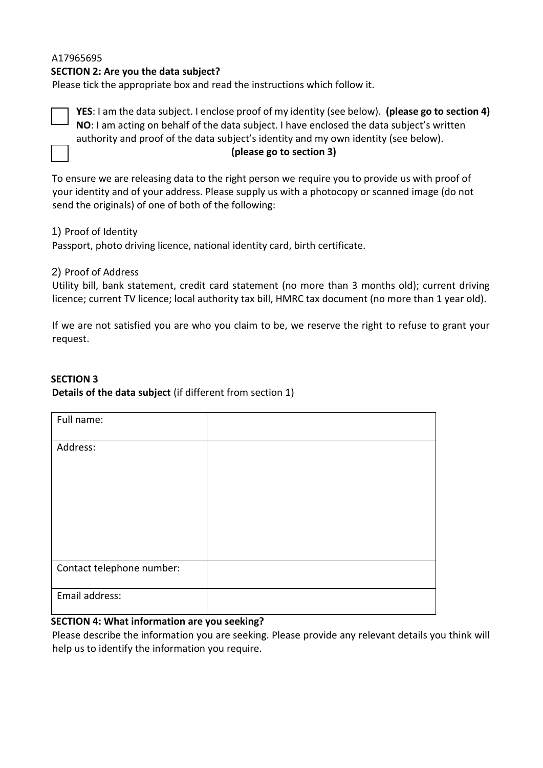A17965695

**SECTION 2: Are you the data subject?**

Please tick the appropriate box and read the instructions which follow it.

☐ **YES**: I am the data subject. I enclose proof of my identity (see below). **(please go to section 4)**

☐ **NO**: I am acting on behalf of the data subject. I have enclosed the data subject's written authority and proof of the data subject's identity and my own identity (see below). **(please go to section 3)**

To ensure we are releasing data to the right person we require you to provide us with proof of your identity and of your address. Please supply us with a photocopy or scanned image (do not send the originals) of one of both of the following:

1) Proof of Identity

Passport, photo driving licence, national identity card, birth certificate.

2) Proof of Address

Utility bill, bank statement, credit card statement (no more than 3 months old); current driving licence; current TV licence; local authority tax bill, HMRC tax document (no more than 1 year old).

If we are not satisfied you are who you claim to be, we reserve the right to refuse to grant your request.

**SECTION 3**

**Details of the data subject** (if different from section 1)

| Full name: | |
| --- | --- |
| Address: | |
| Contact telephone number: | |
| Email address: | |

**SECTION 4: What information are you seeking?**

Please describe the information you are seeking. Please provide any relevant details you think will help us to identify the information you require.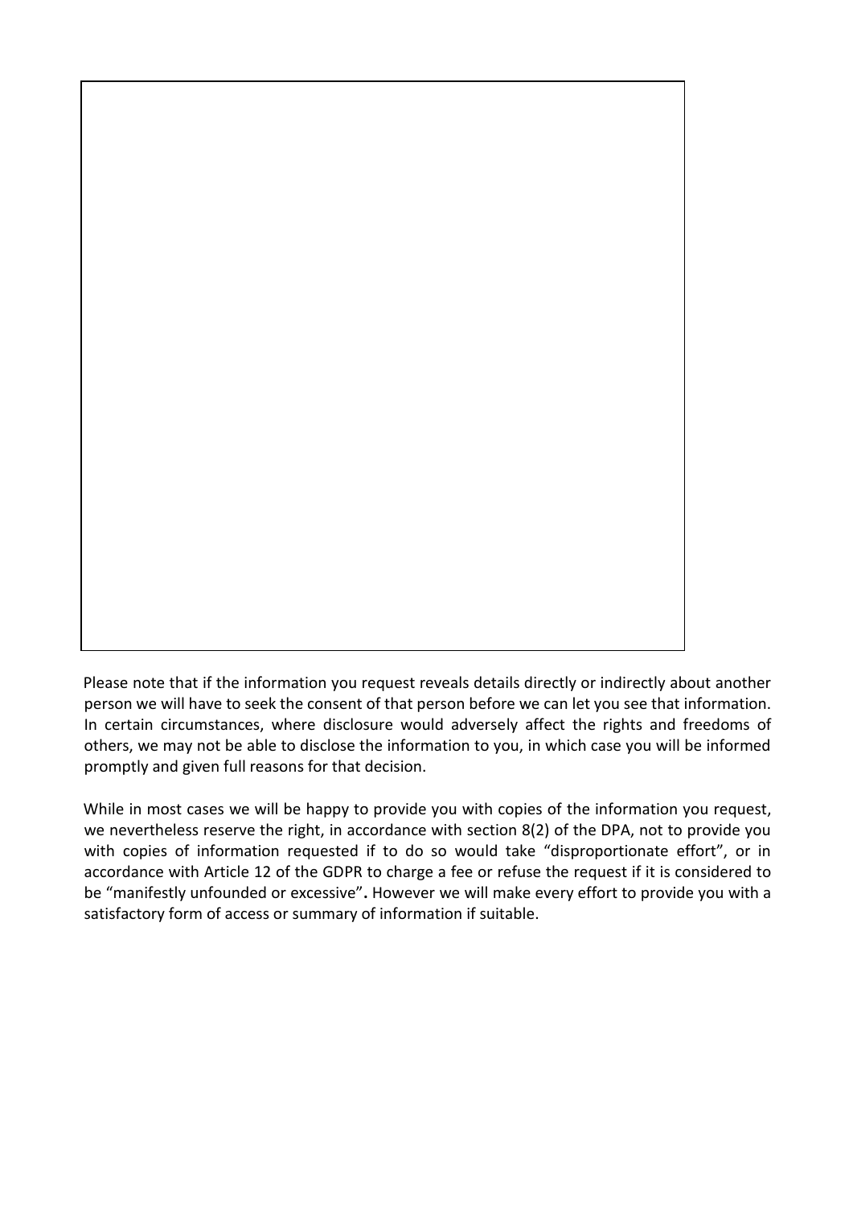Please note that if the information you request reveals details directly or indirectly about another person we will have to seek the consent of that person before we can let you see that information. In certain circumstances, where disclosure would adversely affect the rights and freedoms of others, we may not be able to disclose the information to you, in which case you will be informed promptly and given full reasons for that decision.

While in most cases we will be happy to provide you with copies of the information you request, we nevertheless reserve the right, in accordance with section 8(2) of the DPA, not to provide you with copies of information requested if to do so would take "disproportionate effort", or in accordance with Article 12 of the GDPR to charge a fee or refuse the request if it is considered to be "manifestly unfounded or excessive"**.** However we will make every effort to provide you with a satisfactory form of access or summary of information if suitable.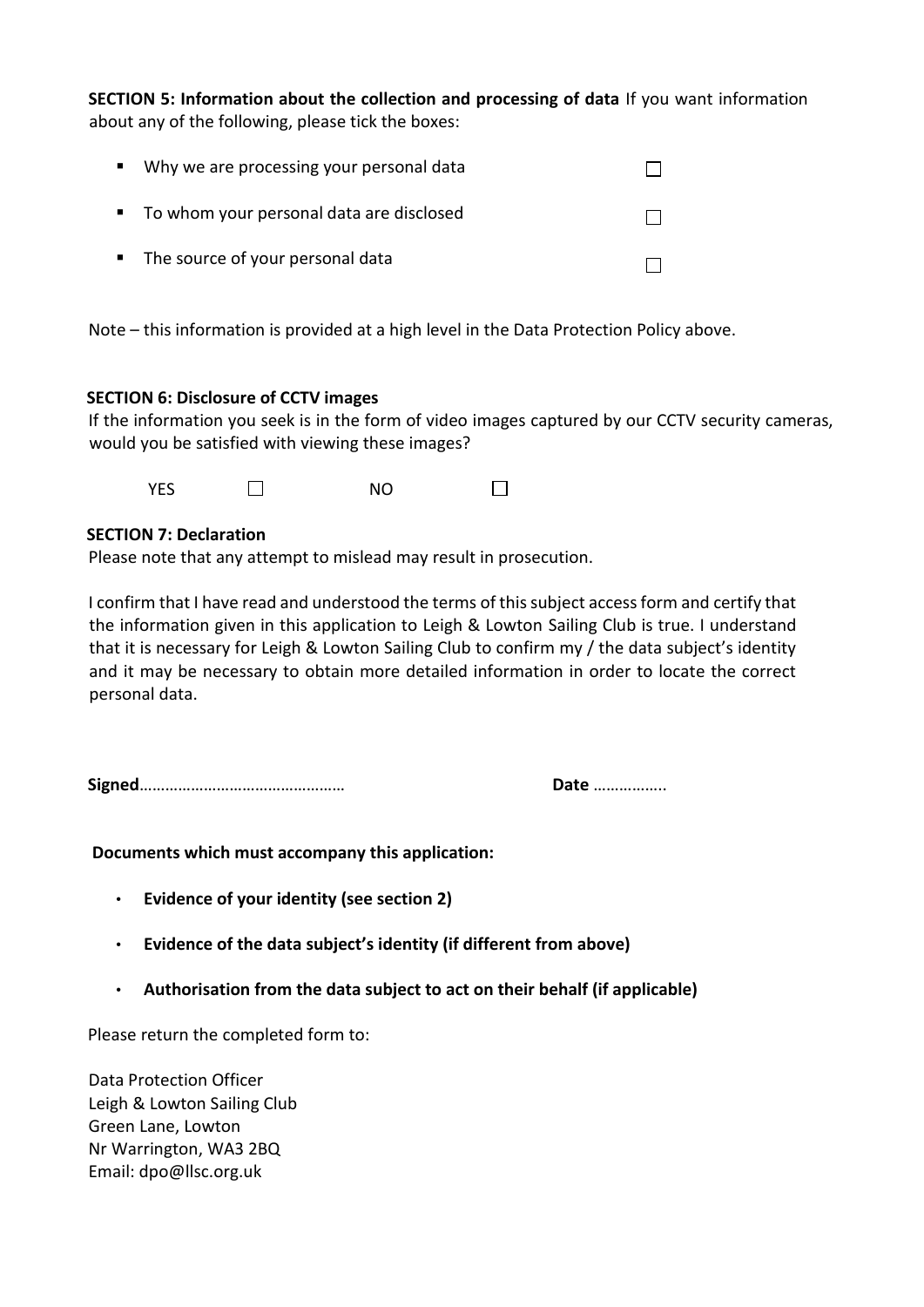**SECTION 5: Information about the collection and processing of data** If you want information about any of the following, please tick the boxes:

- Why we are processing your personal data ☐
- To whom your personal data are disclosed ☐
- The source of your personal data ☐

Note – this information is provided at a high level in the Data Protection Policy above.

**SECTION 6: Disclosure of CCTV images**

If the information you seek is in the form of video images captured by our CCTV security cameras, would you be satisfied with viewing these images?

YES ☐ NO ☐

**SECTION 7: Declaration**

Please note that any attempt to mislead may result in prosecution.

I confirm that I have read and understood the terms of this subject access form and certify that the information given in this application to Leigh & Lowton Sailing Club is true. I understand that it is necessary for Leigh & Lowton Sailing Club to confirm my / the data subject's identity and it may be necessary to obtain more detailed information in order to locate the correct personal data.

**Signed**……………………………………… **Date** ……………..

**Documents which must accompany this application:**

- **Evidence of your identity (see section 2)**
- **Evidence of the data subject's identity (if different from above)**
- **Authorisation from the data subject to act on their behalf (if applicable)**

Please return the completed form to:

Data Protection Officer
Leigh & Lowton Sailing Club
Green Lane, Lowton
Nr Warrington, WA3 2BQ
Email: dpo@llsc.org.uk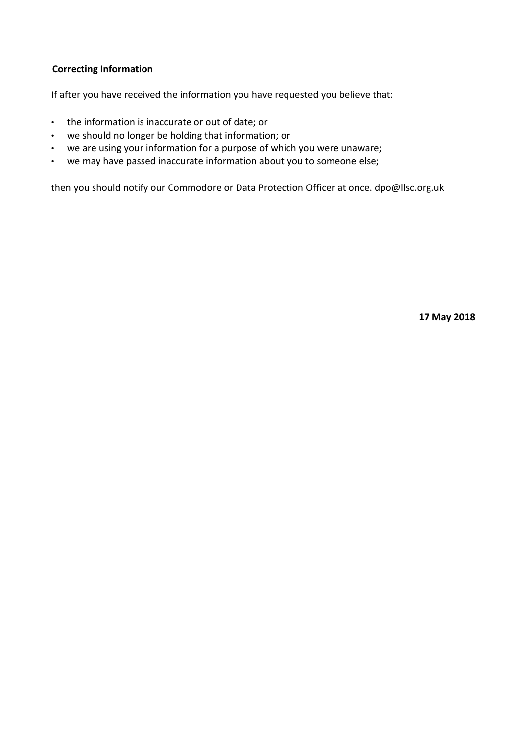**Correcting Information**

If after you have received the information you have requested you believe that:

- the information is inaccurate or out of date; or
- we should no longer be holding that information; or
- we are using your information for a purpose of which you were unaware;
- we may have passed inaccurate information about you to someone else;

then you should notify our Commodore or Data Protection Officer at once. dpo@llsc.org.uk

**17 May 2018**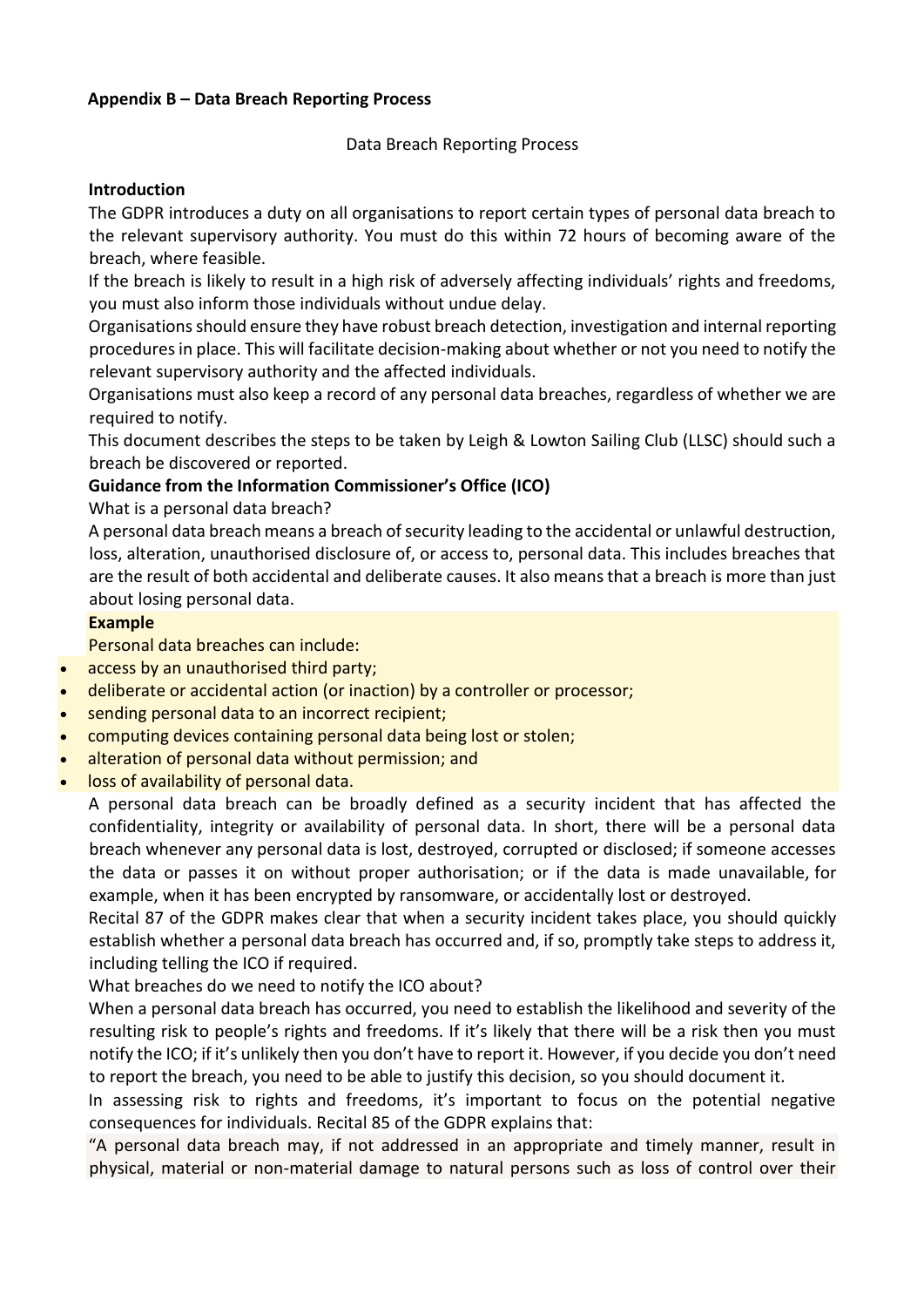**Appendix B – Data Breach Reporting Process**

Data Breach Reporting Process

**Introduction**

The GDPR introduces a duty on all organisations to report certain types of personal data breach to the relevant supervisory authority. You must do this within 72 hours of becoming aware of the breach, where feasible.

If the breach is likely to result in a high risk of adversely affecting individuals' rights and freedoms, you must also inform those individuals without undue delay.

Organisations should ensure they have robust breach detection, investigation and internal reporting procedures in place. This will facilitate decision-making about whether or not you need to notify the relevant supervisory authority and the affected individuals.

Organisations must also keep a record of any personal data breaches, regardless of whether we are required to notify.

This document describes the steps to be taken by Leigh & Lowton Sailing Club (LLSC) should such a breach be discovered or reported.

**Guidance from the Information Commissioner's Office (ICO)**

What is a personal data breach?

A personal data breach means a breach of security leading to the accidental or unlawful destruction, loss, alteration, unauthorised disclosure of, or access to, personal data. This includes breaches that are the result of both accidental and deliberate causes. It also means that a breach is more than just about losing personal data.

**Example**

Personal data breaches can include:

- access by an unauthorised third party;
- deliberate or accidental action (or inaction) by a controller or processor;
- sending personal data to an incorrect recipient;
- computing devices containing personal data being lost or stolen;
- alteration of personal data without permission; and
- loss of availability of personal data.

A personal data breach can be broadly defined as a security incident that has affected the confidentiality, integrity or availability of personal data. In short, there will be a personal data breach whenever any personal data is lost, destroyed, corrupted or disclosed; if someone accesses the data or passes it on without proper authorisation; or if the data is made unavailable, for example, when it has been encrypted by ransomware, or accidentally lost or destroyed.

Recital 87 of the GDPR makes clear that when a security incident takes place, you should quickly establish whether a personal data breach has occurred and, if so, promptly take steps to address it, including telling the ICO if required.

What breaches do we need to notify the ICO about?

When a personal data breach has occurred, you need to establish the likelihood and severity of the resulting risk to people's rights and freedoms. If it's likely that there will be a risk then you must notify the ICO; if it's unlikely then you don't have to report it. However, if you decide you don't need to report the breach, you need to be able to justify this decision, so you should document it.

In assessing risk to rights and freedoms, it's important to focus on the potential negative consequences for individuals. Recital 85 of the GDPR explains that:

"A personal data breach may, if not addressed in an appropriate and timely manner, result in physical, material or non-material damage to natural persons such as loss of control over their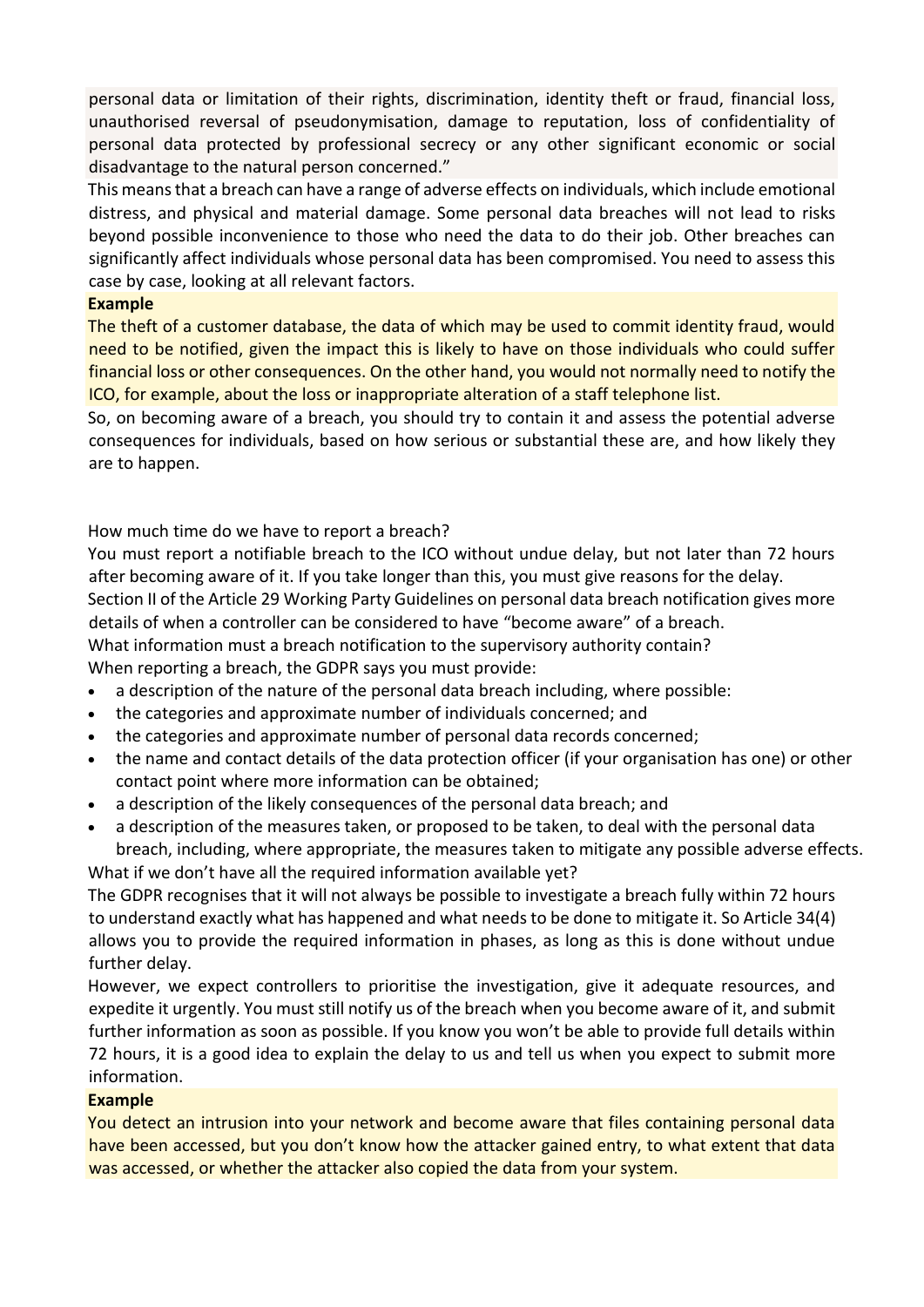personal data or limitation of their rights, discrimination, identity theft or fraud, financial loss, unauthorised reversal of pseudonymisation, damage to reputation, loss of confidentiality of personal data protected by professional secrecy or any other significant economic or social disadvantage to the natural person concerned."

This means that a breach can have a range of adverse effects on individuals, which include emotional distress, and physical and material damage. Some personal data breaches will not lead to risks beyond possible inconvenience to those who need the data to do their job. Other breaches can significantly affect individuals whose personal data has been compromised. You need to assess this case by case, looking at all relevant factors.

**Example**

The theft of a customer database, the data of which may be used to commit identity fraud, would need to be notified, given the impact this is likely to have on those individuals who could suffer financial loss or other consequences. On the other hand, you would not normally need to notify the ICO, for example, about the loss or inappropriate alteration of a staff telephone list.

So, on becoming aware of a breach, you should try to contain it and assess the potential adverse consequences for individuals, based on how serious or substantial these are, and how likely they are to happen.

How much time do we have to report a breach?

You must report a notifiable breach to the ICO without undue delay, but not later than 72 hours after becoming aware of it. If you take longer than this, you must give reasons for the delay.

Section II of the Article 29 Working Party Guidelines on personal data breach notification gives more details of when a controller can be considered to have "become aware" of a breach.

What information must a breach notification to the supervisory authority contain?

When reporting a breach, the GDPR says you must provide:

- a description of the nature of the personal data breach including, where possible:
- the categories and approximate number of individuals concerned; and
- the categories and approximate number of personal data records concerned;
- the name and contact details of the data protection officer (if your organisation has one) or other contact point where more information can be obtained;
- a description of the likely consequences of the personal data breach; and
- a description of the measures taken, or proposed to be taken, to deal with the personal data breach, including, where appropriate, the measures taken to mitigate any possible adverse effects.

What if we don't have all the required information available yet?

The GDPR recognises that it will not always be possible to investigate a breach fully within 72 hours to understand exactly what has happened and what needs to be done to mitigate it. So Article 34(4) allows you to provide the required information in phases, as long as this is done without undue further delay.

However, we expect controllers to prioritise the investigation, give it adequate resources, and expedite it urgently. You must still notify us of the breach when you become aware of it, and submit further information as soon as possible. If you know you won't be able to provide full details within 72 hours, it is a good idea to explain the delay to us and tell us when you expect to submit more information.

**Example**

You detect an intrusion into your network and become aware that files containing personal data have been accessed, but you don't know how the attacker gained entry, to what extent that data was accessed, or whether the attacker also copied the data from your system.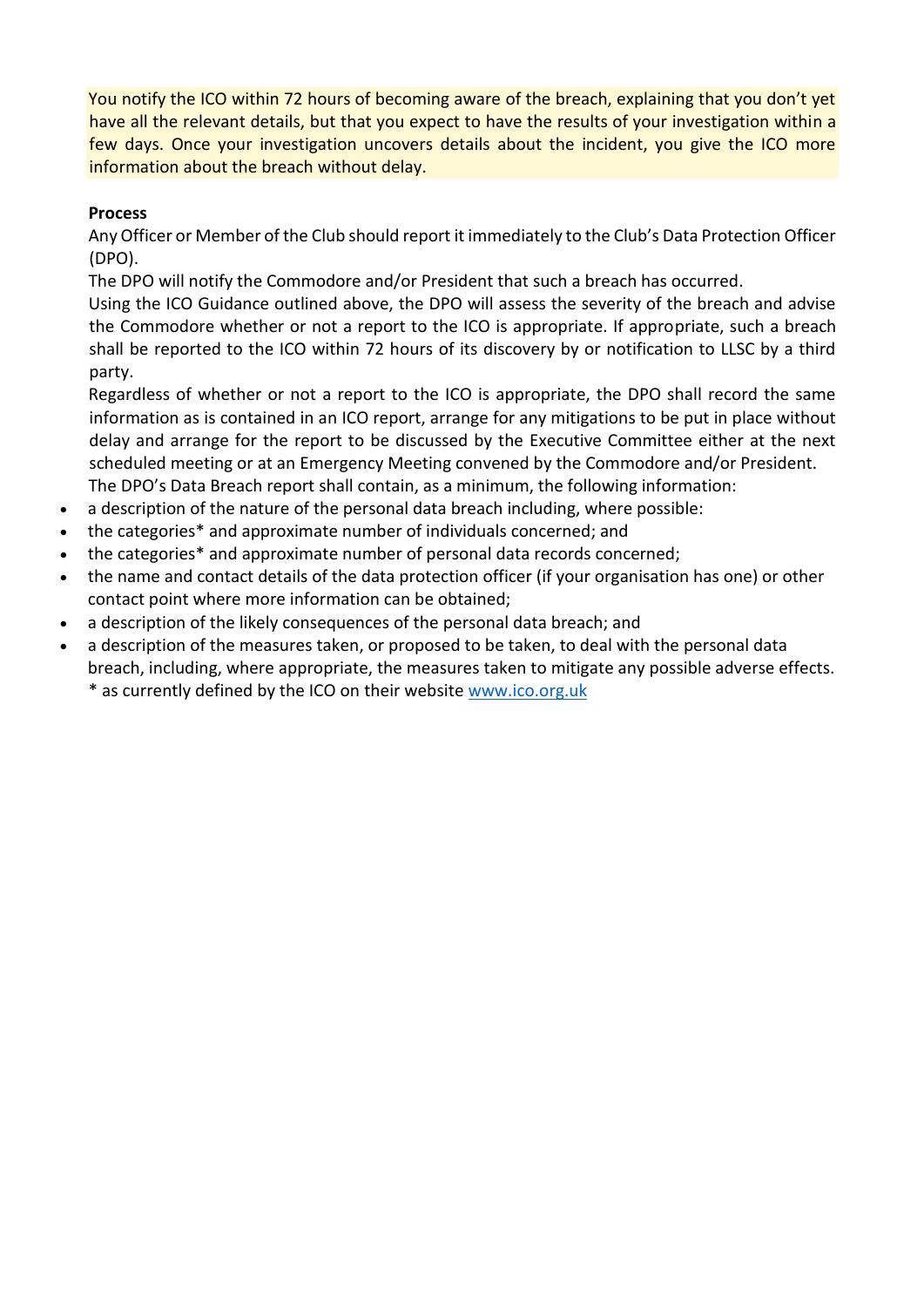You notify the ICO within 72 hours of becoming aware of the breach, explaining that you don't yet have all the relevant details, but that you expect to have the results of your investigation within a few days. Once your investigation uncovers details about the incident, you give the ICO more information about the breach without delay.

**Process**

Any Officer or Member of the Club should report it immediately to the Club's Data Protection Officer (DPO).

The DPO will notify the Commodore and/or President that such a breach has occurred.

Using the ICO Guidance outlined above, the DPO will assess the severity of the breach and advise the Commodore whether or not a report to the ICO is appropriate. If appropriate, such a breach shall be reported to the ICO within 72 hours of its discovery by or notification to LLSC by a third party.

Regardless of whether or not a report to the ICO is appropriate, the DPO shall record the same information as is contained in an ICO report, arrange for any mitigations to be put in place without delay and arrange for the report to be discussed by the Executive Committee either at the next scheduled meeting or at an Emergency Meeting convened by the Commodore and/or President.

The DPO's Data Breach report shall contain, as a minimum, the following information:

- a description of the nature of the personal data breach including, where possible:
- the categories* and approximate number of individuals concerned; and
- the categories* and approximate number of personal data records concerned;
- the name and contact details of the data protection officer (if your organisation has one) or other contact point where more information can be obtained;
- a description of the likely consequences of the personal data breach; and
- a description of the measures taken, or proposed to be taken, to deal with the personal data breach, including, where appropriate, the measures taken to mitigate any possible adverse effects.

\* as currently defined by the ICO on their website [www.ico.org.uk](http://www.ico.org.uk)